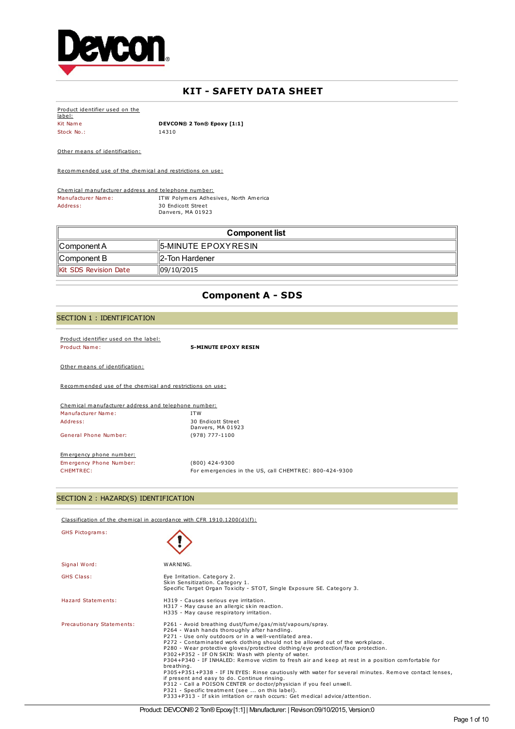Devcon®

# KIT - SAFETY DATA SHEET

Product identifier used on the label:

Kit Name **DEVCON® 2 Ton® Epoxy [1:1]**

Stock No.: 14310

Other means of identification:

Recommended use of the chemical and restrictions on use:

Chemical manufacturer address and telephone number:

Manufacturer Name: ITW Polymers Adhesives, North America

Address: 30 Endicott Street
Danvers, MA 01923

| Component list | |
|---|---|
| Component A | 5-MINUTE EPOXY RESIN |
| Component B | 2-Ton Hardener |
| Kit SDS Revision Date | 09/10/2015 |

## Component A - SDS

### SECTION 1 : IDENTIFICATION

Product identifier used on the label:

Product Name: **5-MINUTE EPOXY RESIN**

Other means of identification:

Recommended use of the chemical and restrictions on use:

Chemical manufacturer address and telephone number:

Manufacturer Name: ITW

Address: 30 Endicott Street
Danvers, MA 01923

General Phone Number: (978) 777-1100

Emergency phone number:

Emergency Phone Number: (800) 424-9300

CHEMTREC: For emergencies in the US, call CHEMTREC: 800-424-9300

### SECTION 2 : HAZARD(S) IDENTIFICATION

Classification of the chemical in accordance with CFR 1910.1200(d)(f):

GHS Pictograms:

Signal Word: WARNING.

GHS Class:
Eye Irritation. Category 2.
Skin Sensitization. Category 1.
Specific Target Organ Toxicity - STOT, Single Exposure SE. Category 3.

Hazard Statements:
H319 - Causes serious eye irritation.
H317 - May cause an allergic skin reaction.
H335 - May cause respiratory irritation.

Precautionary Statements:
P261 - Avoid breathing dust/fume/gas/mist/vapours/spray.
P264 - Wash hands thoroughly after handling.
P271 - Use only outdoors or in a well-ventilated area.
P272 - Contaminated work clothing should not be allowed out of the workplace.
P280 - Wear protective gloves/protective clothing/eye protection/face protection.
P302+P352 - IF ON SKIN: Wash with plenty of water.
P304+P340 - IF INHALED: Remove victim to fresh air and keep at rest in a position comfortable for breathing.
P305+P351+P338 - IF IN EYES: Rinse cautiously with water for several minutes. Remove contact lenses, if present and easy to do. Continue rinsing.
P312 - Call a POISON CENTER or doctor/physician if you feel unwell.
P321 - Specific treatment (see ... on this label).
P333+P313 - If skin irritation or rash occurs: Get medical advice/attention.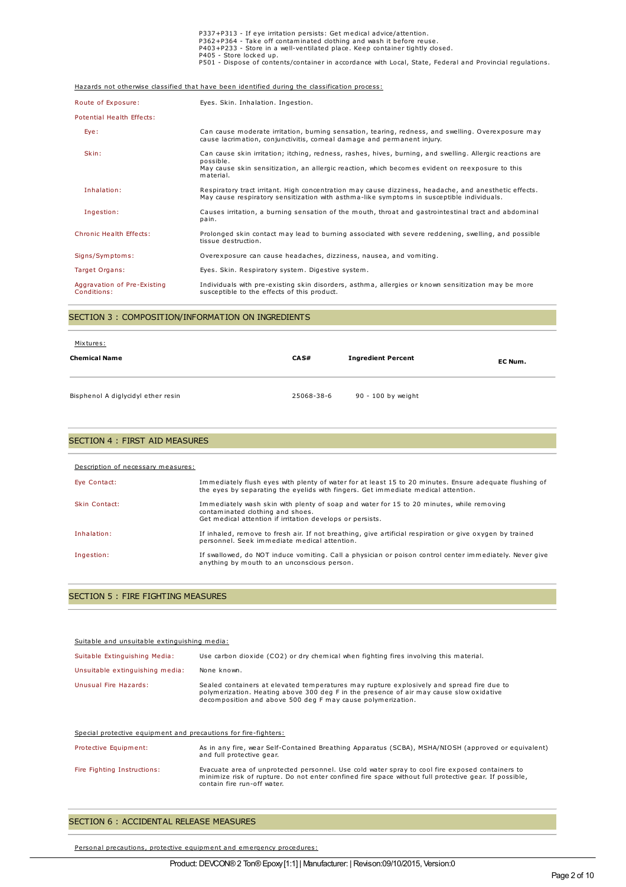P337+P313 - If eye irritation persists: Get medical advice/attention.
P362+P364 - Take off contaminated clothing and wash it before reuse.
P403+P233 - Store in a well-ventilated place. Keep container tightly closed.
P405 - Store locked up.
P501 - Dispose of contents/container in accordance with Local, State, Federal and Provincial regulations.

Hazards not otherwise classified that have been identified during the classification process:

| | |
|---|---|
| Route of Exposure: | Eyes. Skin. Inhalation. Ingestion. |
| Potential Health Effects: | |
| Eye: | Can cause moderate irritation, burning sensation, tearing, redness, and swelling. Overexposure may cause lacrimation, conjunctivitis, corneal damage and permanent injury. |
| Skin: | Can cause skin irritation; itching, redness, rashes, hives, burning, and swelling. Allergic reactions are possible. May cause skin sensitization, an allergic reaction, which becomes evident on reexposure to this material. |
| Inhalation: | Respiratory tract irritant. High concentration may cause dizziness, headache, and anesthetic effects. May cause respiratory sensitization with asthma-like symptoms in susceptible individuals. |
| Ingestion: | Causes irritation, a burning sensation of the mouth, throat and gastrointestinal tract and abdominal pain. |
| Chronic Health Effects: | Prolonged skin contact may lead to burning associated with severe reddening, swelling, and possible tissue destruction. |
| Signs/Symptoms: | Overexposure can cause headaches, dizziness, nausea, and vomiting. |
| Target Organs: | Eyes. Skin. Respiratory system. Digestive system. |
| Aggravation of Pre-Existing Conditions: | Individuals with pre-existing skin disorders, asthma, allergies or known sensitization may be more susceptible to the effects of this product. |

## SECTION 3 : COMPOSITION/INFORMATION ON INGREDIENTS

Mixtures:

| Chemical Name | CAS# | Ingredient Percent | EC Num. |
|---|---|---|---|
| Bisphenol A diglycidyl ether resin | 25068-38-6 | 90 - 100 by weight | |

## SECTION 4 : FIRST AID MEASURES

Description of necessary measures:

| | |
|---|---|
| Eye Contact: | Immediately flush eyes with plenty of water for at least 15 to 20 minutes. Ensure adequate flushing of the eyes by separating the eyelids with fingers. Get immediate medical attention. |
| Skin Contact: | Immediately wash skin with plenty of soap and water for 15 to 20 minutes, while removing contaminated clothing and shoes. Get medical attention if irritation develops or persists. |
| Inhalation: | If inhaled, remove to fresh air. If not breathing, give artificial respiration or give oxygen by trained personnel. Seek immediate medical attention. |
| Ingestion: | If swallowed, do NOT induce vomiting. Call a physician or poison control center immediately. Never give anything by mouth to an unconscious person. |

## SECTION 5 : FIRE FIGHTING MEASURES

Suitable and unsuitable extinguishing media:

| | |
|---|---|
| Suitable Extinguishing Media: | Use carbon dioxide ($CO_2$) or dry chemical when fighting fires involving this material. |
| Unsuitable extinguishing media: | None known. |
| Unusual Fire Hazards: | Sealed containers at elevated temperatures may rupture explosively and spread fire due to polymerization. Heating above 300 deg F in the presence of air may cause slow oxidative decomposition and above 500 deg F may cause polymerization. |

Special protective equipment and precautions for fire-fighters:

| | |
|---|---|
| Protective Equipment: | As in any fire, wear Self-Contained Breathing Apparatus (SCBA), MSHA/NIOSH (approved or equivalent) and full protective gear. |
| Fire Fighting Instructions: | Evacuate area of unprotected personnel. Use cold water spray to cool fire exposed containers to minimize risk of rupture. Do not enter confined fire space without full protective gear. If possible, contain fire run-off water. |

## SECTION 6 : ACCIDENTAL RELEASE MEASURES

Personal precautions, protective equipment and emergency procedures: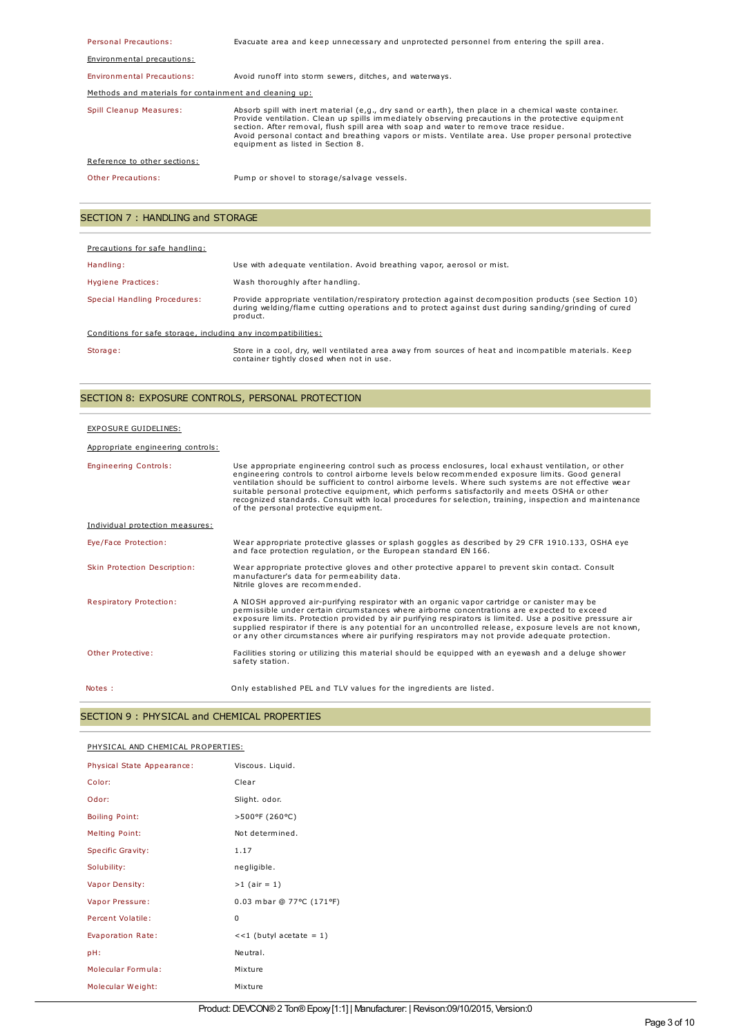| | |
|---|---|
| Personal Precautions: | Evacuate area and keep unnecessary and unprotected personnel from entering the spill area. |

Environmental precautions:

| | |
|---|---|
| Environmental Precautions: | Avoid runoff into storm sewers, ditches, and waterways. |

Methods and materials for containment and cleaning up:

| | |
|---|---|
| Spill Cleanup Measures: | Absorb spill with inert material (e,g., dry sand or earth), then place in a chemical waste container. Provide ventilation. Clean up spills immediately observing precautions in the protective equipment section. After removal, flush spill area with soap and water to remove trace residue. Avoid personal contact and breathing vapors or mists. Ventilate area. Use proper personal protective equipment as listed in Section 8. |

Reference to other sections:

| | |
|---|---|
| Other Precautions: | Pump or shovel to storage/salvage vessels. |

## SECTION 7 : HANDLING and STORAGE

Precautions for safe handling:

| | |
|---|---|
| Handling: | Use with adequate ventilation. Avoid breathing vapor, aerosol or mist. |
| Hygiene Practices: | Wash thoroughly after handling. |
| Special Handling Procedures: | Provide appropriate ventilation/respiratory protection against decomposition products (see Section 10) during welding/flame cutting operations and to protect against dust during sanding/grinding of cured product. |

Conditions for safe storage, including any incompatibilities:

| | |
|---|---|
| Storage: | Store in a cool, dry, well ventilated area away from sources of heat and incompatible materials. Keep container tightly closed when not in use. |

## SECTION 8: EXPOSURE CONTROLS, PERSONAL PROTECTION

EXPOSURE GUIDELINES:

Appropriate engineering controls:

| | |
|---|---|
| Engineering Controls: | Use appropriate engineering control such as process enclosures, local exhaust ventilation, or other engineering controls to control airborne levels below recommended exposure limits. Good general ventilation should be sufficient to control airborne levels. Where such systems are not effective wear suitable personal protective equipment, which performs satisfactorily and meets OSHA or other recognized standards. Consult with local procedures for selection, training, inspection and maintenance of the personal protective equipment. |

Individual protection measures:

| | |
|---|---|
| Eye/Face Protection: | Wear appropriate protective glasses or splash goggles as described by 29 CFR 1910.133, OSHA eye and face protection regulation, or the European standard EN 166. |
| Skin Protection Description: | Wear appropriate protective gloves and other protective apparel to prevent skin contact. Consult manufacturer's data for permeability data. Nitrile gloves are recommended. |
| Respiratory Protection: | A NIOSH approved air-purifying respirator with an organic vapor cartridge or canister may be permissible under certain circumstances where airborne concentrations are expected to exceed exposure limits. Protection provided by air purifying respirators is limited. Use a positive pressure air supplied respirator if there is any potential for an uncontrolled release, exposure levels are not known, or any other circumstances where air purifying respirators may not provide adequate protection. |
| Other Protective: | Facilities storing or utilizing this material should be equipped with an eyewash and a deluge shower safety station. |
| Notes : | Only established PEL and TLV values for the ingredients are listed. |

## SECTION 9 : PHYSICAL and CHEMICAL PROPERTIES

PHYSICAL AND CHEMICAL PROPERTIES:

| | |
|---|---|
| Physical State Appearance: | Viscous. Liquid. |
| Color: | Clear |
| Odor: | Slight. odor. |
| Boiling Point: | >500°F (260°C) |
| Melting Point: | Not determined. |
| Specific Gravity: | 1.17 |
| Solubility: | negligible. |
| Vapor Density: | >1 (air = 1) |
| Vapor Pressure: | 0.03 mbar @ 77°C (171°F) |
| Percent Volatile: | 0 |
| Evaporation Rate: | <<1 (butyl acetate = 1) |
| pH: | Neutral. |
| Molecular Formula: | Mixture |
| Molecular Weight: | Mixture |

Product: DEVCON® 2 Ton® Epoxy [1:1] | Manufacturer: | Revison:09/10/2015, Version:0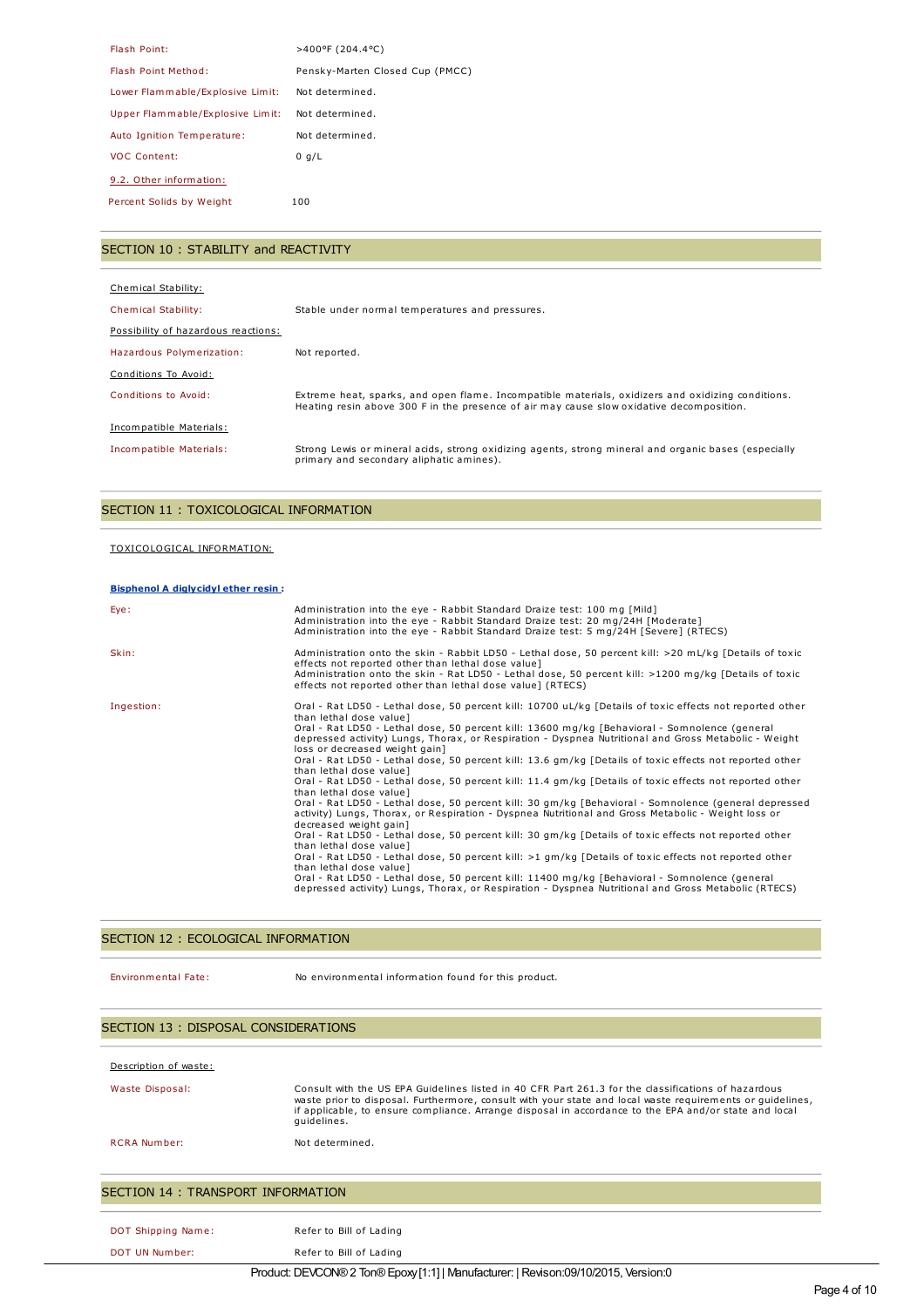| | |
|---|---|
| Flash Point: | >400°F (204.4°C) |
| Flash Point Method: | Pensky-Marten Closed Cup (PMCC) |
| Lower Flammable/Explosive Limit: | Not determined. |
| Upper Flammable/Explosive Limit: | Not determined. |
| Auto Ignition Temperature: | Not determined. |
| VOC Content: | 0 g/L |

9.2. Other information:

| | |
|---|---|
| Percent Solids by Weight | 100 |

## SECTION 10 : STABILITY and REACTIVITY

Chemical Stability:

| | |
|---|---|
| Chemical Stability: | Stable under normal temperatures and pressures. |

Possibility of hazardous reactions:

| | |
|---|---|
| Hazardous Polymerization: | Not reported. |

Conditions To Avoid:

| | |
|---|---|
| Conditions to Avoid: | Extreme heat, sparks, and open flame. Incompatible materials, oxidizers and oxidizing conditions. Heating resin above 300 F in the presence of air may cause slow oxidative decomposition. |

Incompatible Materials:

| | |
|---|---|
| Incompatible Materials: | Strong Lewis or mineral acids, strong oxidizing agents, strong mineral and organic bases (especially primary and secondary aliphatic amines). |

## SECTION 11 : TOXICOLOGICAL INFORMATION

TOXICOLOGICAL INFORMATION:

**Bisphenol A diglycidyl ether resin :**

| | |
|---|---|
| Eye: | Administration into the eye - Rabbit Standard Draize test: 100 mg [Mild]<br>Administration into the eye - Rabbit Standard Draize test: 20 mg/24H [Moderate]<br>Administration into the eye - Rabbit Standard Draize test: 5 mg/24H [Severe] (RTECS) |
| Skin: | Administration onto the skin - Rabbit LD50 - Lethal dose, 50 percent kill: >20 mL/kg [Details of toxic effects not reported other than lethal dose value]<br>Administration onto the skin - Rat LD50 - Lethal dose, 50 percent kill: >1200 mg/kg [Details of toxic effects not reported other than lethal dose value] (RTECS) |
| Ingestion: | Oral - Rat LD50 - Lethal dose, 50 percent kill: 10700 uL/kg [Details of toxic effects not reported other than lethal dose value]<br>Oral - Rat LD50 - Lethal dose, 50 percent kill: 13600 mg/kg [Behavioral - Somnolence (general depressed activity) Lungs, Thorax, or Respiration - Dyspnea Nutritional and Gross Metabolic - Weight loss or decreased weight gain]<br>Oral - Rat LD50 - Lethal dose, 50 percent kill: 13.6 gm/kg [Details of toxic effects not reported other than lethal dose value]<br>Oral - Rat LD50 - Lethal dose, 50 percent kill: 11.4 gm/kg [Details of toxic effects not reported other than lethal dose value]<br>Oral - Rat LD50 - Lethal dose, 50 percent kill: 30 gm/kg [Behavioral - Somnolence (general depressed activity) Lungs, Thorax, or Respiration - Dyspnea Nutritional and Gross Metabolic - Weight loss or decreased weight gain]<br>Oral - Rat LD50 - Lethal dose, 50 percent kill: 30 gm/kg [Details of toxic effects not reported other than lethal dose value]<br>Oral - Rat LD50 - Lethal dose, 50 percent kill: >1 gm/kg [Details of toxic effects not reported other than lethal dose value]<br>Oral - Rat LD50 - Lethal dose, 50 percent kill: 11400 mg/kg [Behavioral - Somnolence (general depressed activity) Lungs, Thorax, or Respiration - Dyspnea Nutritional and Gross Metabolic (RTECS) |

## SECTION 12 : ECOLOGICAL INFORMATION

| | |
|---|---|
| Environmental Fate: | No environmental information found for this product. |

## SECTION 13 : DISPOSAL CONSIDERATIONS

Description of waste:

| | |
|---|---|
| Waste Disposal: | Consult with the US EPA Guidelines listed in 40 CFR Part 261.3 for the classifications of hazardous waste prior to disposal. Furthermore, consult with your state and local waste requirements or guidelines, if applicable, to ensure compliance. Arrange disposal in accordance to the EPA and/or state and local guidelines. |
| RCRA Number: | Not determined. |

## SECTION 14 : TRANSPORT INFORMATION

| | |
|---|---|
| DOT Shipping Name: | Refer to Bill of Lading |
| DOT UN Number: | Refer to Bill of Lading |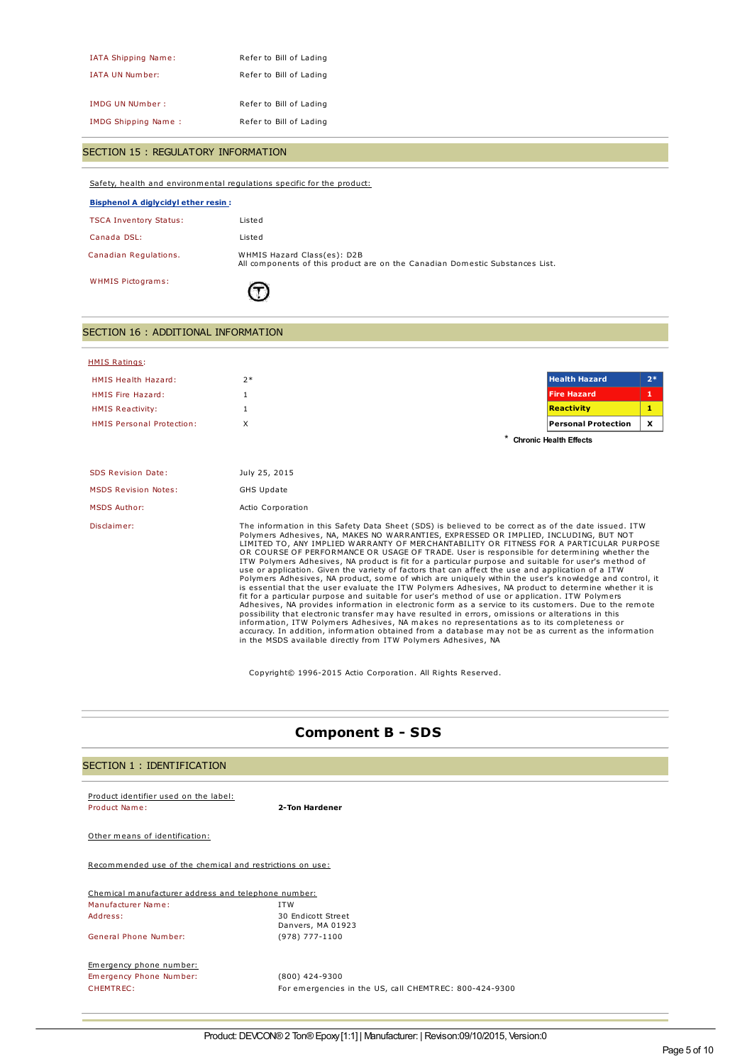| | |
|---|---|
| IATA Shipping Name: | Refer to Bill of Lading |
| IATA UN Number: | Refer to Bill of Lading |
| IMDG UN NUmber : | Refer to Bill of Lading |
| IMDG Shipping Name : | Refer to Bill of Lading |

## SECTION 15 : REGULATORY INFORMATION

Safety, health and environmental regulations specific for the product:

**Bisphenol A diglycidyl ether resin :**

| | |
|---|---|
| TSCA Inventory Status: | Listed |
| Canada DSL: | Listed |
| Canadian Regulations. | WHMIS Hazard Class(es): D2B<br>All components of this product are on the Canadian Domestic Substances List. |
| WHMIS Pictograms: | |

## SECTION 16 : ADDITIONAL INFORMATION

HMIS Ratings:

| | |
|---|---|
| HMIS Health Hazard: | 2* |
| HMIS Fire Hazard: | 1 |
| HMIS Reactivity: | 1 |
| HMIS Personal Protection: | X |

| | |
|---|---|
| **Health Hazard** | **2*** |
| **Fire Hazard** | **1** |
| **Reactivity** | **1** |
| **Personal Protection** | **X** |

* **Chronic Health Effects**

| | |
|---|---|
| SDS Revision Date: | July 25, 2015 |
| MSDS Revision Notes: | GHS Update |
| MSDS Author: | Actio Corporation |
| Disclaimer: | The information in this Safety Data Sheet (SDS) is believed to be correct as of the date issued. ITW Polymers Adhesives, NA, MAKES NO WARRANTIES, EXPRESSED OR IMPLIED, INCLUDING, BUT NOT LIMITED TO, ANY IMPLIED WARRANTY OF MERCHANTABILITY OR FITNESS FOR A PARTICULAR PURPOSE OR COURSE OF PERFORMANCE OR USAGE OF TRADE. User is responsible for determining whether the ITW Polymers Adhesives, NA product is fit for a particular purpose and suitable for user's method of use or application. Given the variety of factors that can affect the use and application of a ITW Polymers Adhesives, NA product, some of which are uniquely within the user's knowledge and control, it is essential that the user evaluate the ITW Polymers Adhesives, NA product to determine whether it is fit for a particular purpose and suitable for user's method of use or application. ITW Polymers Adhesives, NA provides information in electronic form as a service to its customers. Due to the remote possibility that electronic transfer may have resulted in errors, omissions or alterations in this information, ITW Polymers Adhesives, NA makes no representations as to its completeness or accuracy. In addition, information obtained from a database may not be as current as the information in the MSDS available directly from ITW Polymers Adhesives, NA |

Copyright© 1996-2015 Actio Corporation. All Rights Reserved.

# Component B - SDS

## SECTION 1 : IDENTIFICATION

Product identifier used on the label:

Product Name: **2-Ton Hardener**

Other means of identification:

Recommended use of the chemical and restrictions on use:

Chemical manufacturer address and telephone number:

| | |
|---|---|
| Manufacturer Name: | ITW |
| Address: | 30 Endicott Street<br>Danvers, MA 01923 |
| General Phone Number: | (978) 777-1100 |

Emergency phone number:

| | |
|---|---|
| Emergency Phone Number: | (800) 424-9300 |
| CHEMTREC: | For emergencies in the US, call CHEMTREC: 800-424-9300 |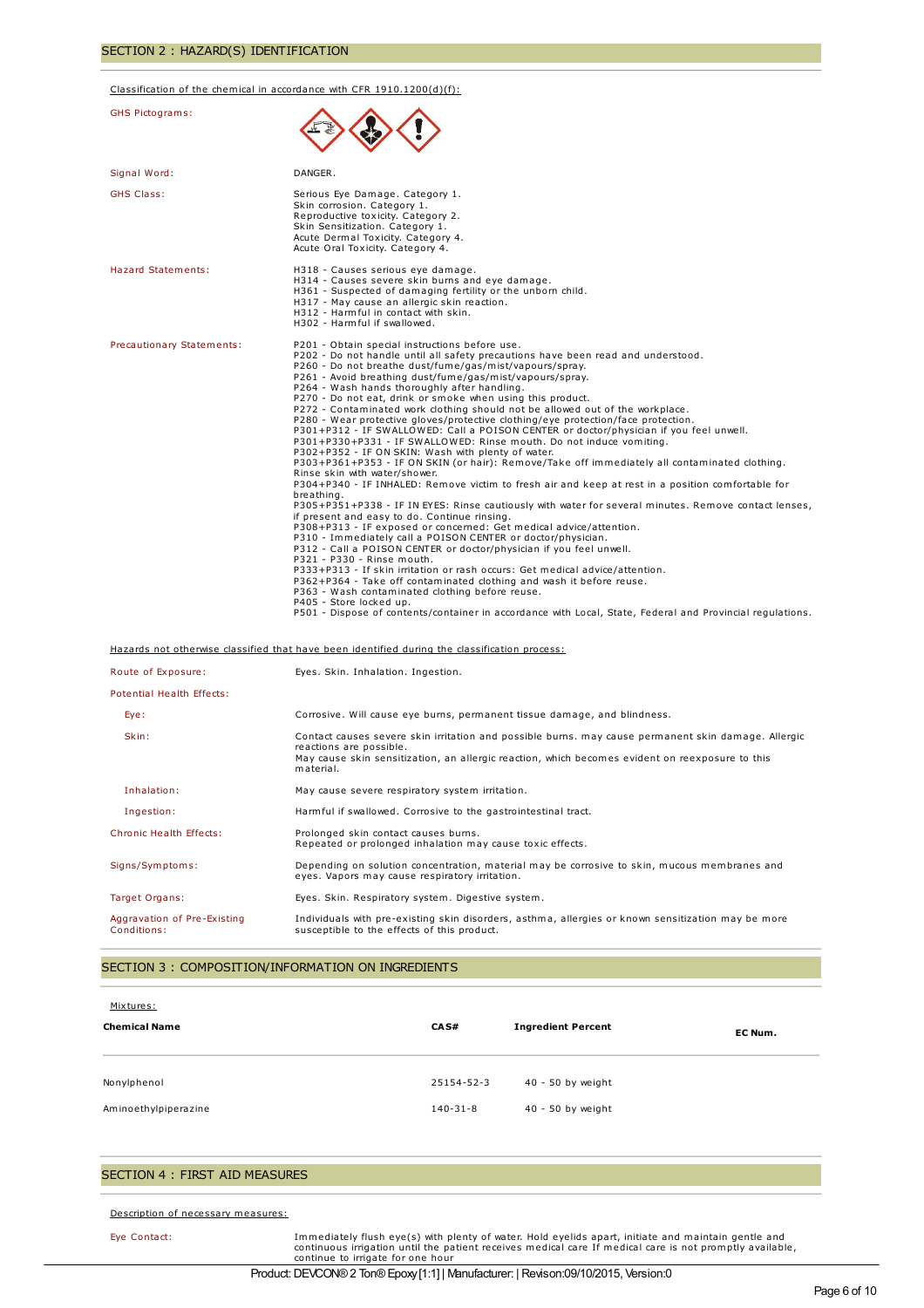## SECTION 2 : HAZARD(S) IDENTIFICATION

Classification of the chemical in accordance with CFR 1910.1200(d)(f):

**GHS Pictograms:**

**Signal Word:** DANGER.

**GHS Class:**
Serious Eye Damage. Category 1.
Skin corrosion. Category 1.
Reproductive toxicity. Category 2.
Skin Sensitization. Category 1.
Acute Dermal Toxicity. Category 4.
Acute Oral Toxicity. Category 4.

**Hazard Statements:**
H318 - Causes serious eye damage.
H314 - Causes severe skin burns and eye damage.
H361 - Suspected of damaging fertility or the unborn child.
H317 - May cause an allergic skin reaction.
H312 - Harmful in contact with skin.
H302 - Harmful if swallowed.

**Precautionary Statements:**
P201 - Obtain special instructions before use.
P202 - Do not handle until all safety precautions have been read and understood.
P260 - Do not breathe dust/fume/gas/mist/vapours/spray.
P261 - Avoid breathing dust/fume/gas/mist/vapours/spray.
P264 - Wash hands thoroughly after handling.
P270 - Do not eat, drink or smoke when using this product.
P272 - Contaminated work clothing should not be allowed out of the workplace.
P280 - Wear protective gloves/protective clothing/eye protection/face protection.
P301+P312 - IF SWALLOWED: Call a POISON CENTER or doctor/physician if you feel unwell.
P301+P330+P331 - IF SWALLOWED: Rinse mouth. Do not induce vomiting.
P302+P352 - IF ON SKIN: Wash with plenty of water.
P303+P361+P353 - IF ON SKIN (or hair): Remove/Take off immediately all contaminated clothing. Rinse skin with water/shower.
P304+P340 - IF INHALED: Remove victim to fresh air and keep at rest in a position comfortable for breathing.
P305+P351+P338 - IF IN EYES: Rinse cautiously with water for several minutes. Remove contact lenses, if present and easy to do. Continue rinsing.
P308+P313 - IF exposed or concerned: Get medical advice/attention.
P310 - Immediately call a POISON CENTER or doctor/physician.
P312 - Call a POISON CENTER or doctor/physician if you feel unwell.
P321 - P330 - Rinse mouth.
P333+P313 - If skin irritation or rash occurs: Get medical advice/attention.
P362+P364 - Take off contaminated clothing and wash it before reuse.
P363 - Wash contaminated clothing before reuse.
P405 - Store locked up.
P501 - Dispose of contents/container in accordance with Local, State, Federal and Provincial regulations.

Hazards not otherwise classified that have been identified during the classification process:

**Route of Exposure:** Eyes. Skin. Inhalation. Ingestion.

**Potential Health Effects:**

**Eye:** Corrosive. Will cause eye burns, permanent tissue damage, and blindness.

**Skin:** Contact causes severe skin irritation and possible burns. may cause permanent skin damage. Allergic reactions are possible.
May cause skin sensitization, an allergic reaction, which becomes evident on reexposure to this material.

**Inhalation:** May cause severe respiratory system irritation.

**Ingestion:** Harmful if swallowed. Corrosive to the gastrointestinal tract.

**Chronic Health Effects:** Prolonged skin contact causes burns.
Repeated or prolonged inhalation may cause toxic effects.

**Signs/Symptoms:** Depending on solution concentration, material may be corrosive to skin, mucous membranes and eyes. Vapors may cause respiratory irritation.

**Target Organs:** Eyes. Skin. Respiratory system. Digestive system.

**Aggravation of Pre-Existing Conditions:** Individuals with pre-existing skin disorders, asthma, allergies or known sensitization may be more susceptible to the effects of this product.

## SECTION 3 : COMPOSITION/INFORMATION ON INGREDIENTS

Mixtures:

| Chemical Name | CAS# | Ingredient Percent | EC Num. |
|---|---|---|---|
| Nonylphenol | 25154-52-3 | 40 - 50 by weight | |
| Aminoethylpiperazine | 140-31-8 | 40 - 50 by weight | |

## SECTION 4 : FIRST AID MEASURES

Description of necessary measures:

**Eye Contact:** Immediately flush eye(s) with plenty of water. Hold eyelids apart, initiate and maintain gentle and continuous irrigation until the patient receives medical care If medical care is not promptly available, continue to irrigate for one hour

Product: DEVCON® 2 Ton® Epoxy [1:1] | Manufacturer: | Revison:09/10/2015, Version:0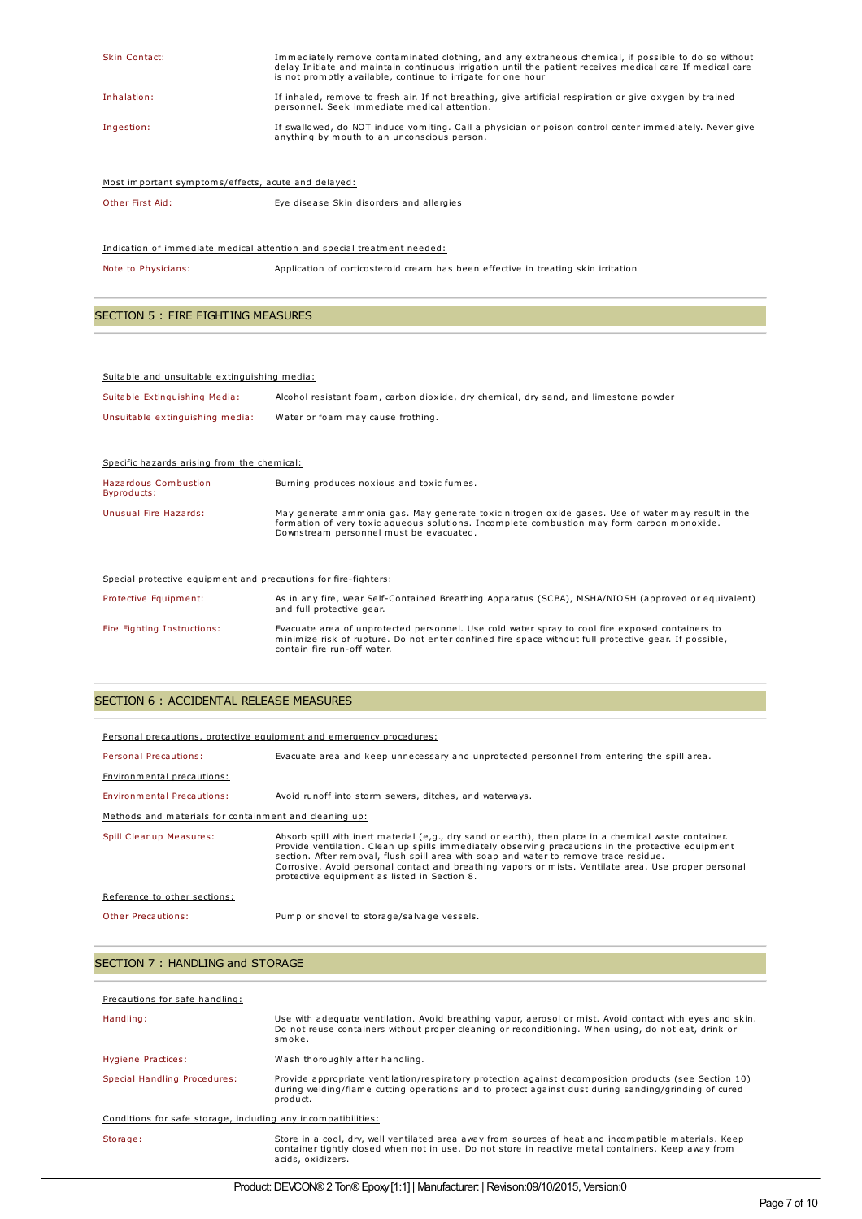| | |
|---|---|
| Skin Contact: | Immediately remove contaminated clothing, and any extraneous chemical, if possible to do so without delay Initiate and maintain continuous irrigation until the patient receives medical care If medical care is not promptly available, continue to irrigate for one hour |
| Inhalation: | If inhaled, remove to fresh air. If not breathing, give artificial respiration or give oxygen by trained personnel. Seek immediate medical attention. |
| Ingestion: | If swallowed, do NOT induce vomiting. Call a physician or poison control center immediately. Never give anything by mouth to an unconscious person. |

Most important symptoms/effects, acute and delayed:

| | |
|---|---|
| Other First Aid: | Eye disease Skin disorders and allergies |

Indication of immediate medical attention and special treatment needed:

| | |
|---|---|
| Note to Physicians: | Application of corticosteroid cream has been effective in treating skin irritation |

## SECTION 5 : FIRE FIGHTING MEASURES

Suitable and unsuitable extinguishing media:

| | |
|---|---|
| Suitable Extinguishing Media: | Alcohol resistant foam, carbon dioxide, dry chemical, dry sand, and limestone powder |
| Unsuitable extinguishing media: | Water or foam may cause frothing. |

Specific hazards arising from the chemical:

| | |
|---|---|
| Hazardous Combustion Byproducts: | Burning produces noxious and toxic fumes. |
| Unusual Fire Hazards: | May generate ammonia gas. May generate toxic nitrogen oxide gases. Use of water may result in the formation of very toxic aqueous solutions. Incomplete combustion may form carbon monoxide. Downstream personnel must be evacuated. |

Special protective equipment and precautions for fire-fighters:

| | |
|---|---|
| Protective Equipment: | As in any fire, wear Self-Contained Breathing Apparatus (SCBA), MSHA/NIOSH (approved or equivalent) and full protective gear. |
| Fire Fighting Instructions: | Evacuate area of unprotected personnel. Use cold water spray to cool fire exposed containers to minimize risk of rupture. Do not enter confined fire space without full protective gear. If possible, contain fire run-off water. |

## SECTION 6 : ACCIDENTAL RELEASE MEASURES

Personal precautions, protective equipment and emergency procedures:

| | |
|---|---|
| Personal Precautions: | Evacuate area and keep unnecessary and unprotected personnel from entering the spill area. |

Environmental precautions:

| | |
|---|---|
| Environmental Precautions: | Avoid runoff into storm sewers, ditches, and waterways. |

Methods and materials for containment and cleaning up:

| | |
|---|---|
| Spill Cleanup Measures: | Absorb spill with inert material (e,g., dry sand or earth), then place in a chemical waste container. Provide ventilation. Clean up spills immediately observing precautions in the protective equipment section. After removal, flush spill area with soap and water to remove trace residue. Corrosive. Avoid personal contact and breathing vapors or mists. Ventilate area. Use proper personal protective equipment as listed in Section 8. |

Reference to other sections:

| | |
|---|---|
| Other Precautions: | Pump or shovel to storage/salvage vessels. |

## SECTION 7 : HANDLING and STORAGE

Precautions for safe handling:

| | |
|---|---|
| Handling: | Use with adequate ventilation. Avoid breathing vapor, aerosol or mist. Avoid contact with eyes and skin. Do not reuse containers without proper cleaning or reconditioning. When using, do not eat, drink or smoke. |
| Hygiene Practices: | Wash thoroughly after handling. |
| Special Handling Procedures: | Provide appropriate ventilation/respiratory protection against decomposition products (see Section 10) during welding/flame cutting operations and to protect against dust during sanding/grinding of cured product. |

Conditions for safe storage, including any incompatibilities:

| | |
|---|---|
| Storage: | Store in a cool, dry, well ventilated area away from sources of heat and incompatible materials. Keep container tightly closed when not in use. Do not store in reactive metal containers. Keep away from acids, oxidizers. |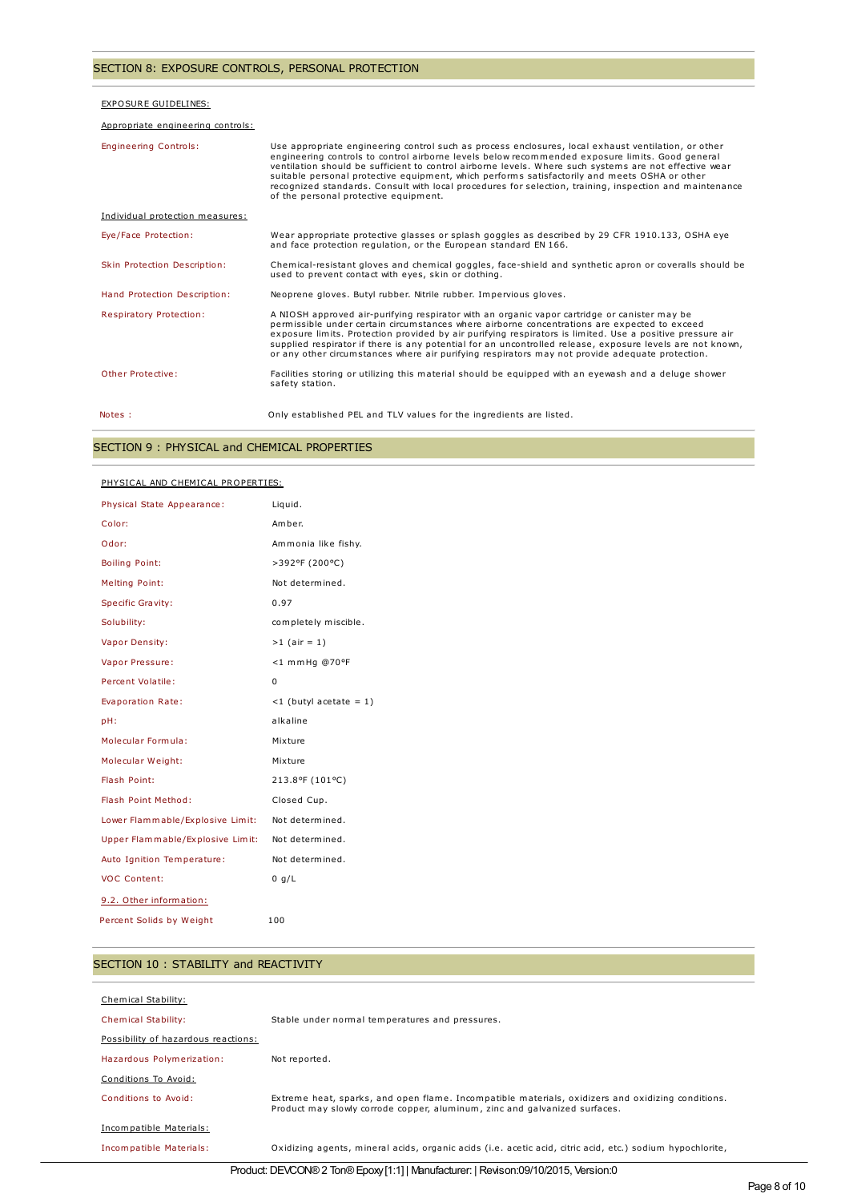## SECTION 8: EXPOSURE CONTROLS, PERSONAL PROTECTION

EXPOSURE GUIDELINES:

Appropriate engineering controls:

| | |
|---|---|
| Engineering Controls: | Use appropriate engineering control such as process enclosures, local exhaust ventilation, or other engineering controls to control airborne levels below recommended exposure limits. Good general ventilation should be sufficient to control airborne levels. Where such systems are not effective wear suitable personal protective equipment, which performs satisfactorily and meets OSHA or other recognized standards. Consult with local procedures for selection, training, inspection and maintenance of the personal protective equipment. |

Individual protection measures:

| | |
|---|---|
| Eye/Face Protection: | Wear appropriate protective glasses or splash goggles as described by 29 CFR 1910.133, OSHA eye and face protection regulation, or the European standard EN 166. |
| Skin Protection Description: | Chemical-resistant gloves and chemical goggles, face-shield and synthetic apron or coveralls should be used to prevent contact with eyes, skin or clothing. |
| Hand Protection Description: | Neoprene gloves. Butyl rubber. Nitrile rubber. Impervious gloves. |
| Respiratory Protection: | A NIOSH approved air-purifying respirator with an organic vapor cartridge or canister may be permissible under certain circumstances where airborne concentrations are expected to exceed exposure limits. Protection provided by air purifying respirators is limited. Use a positive pressure air supplied respirator if there is any potential for an uncontrolled release, exposure levels are not known, or any other circumstances where air purifying respirators may not provide adequate protection. |
| Other Protective: | Facilities storing or utilizing this material should be equipped with an eyewash and a deluge shower safety station. |
| Notes : | Only established PEL and TLV values for the ingredients are listed. |

## SECTION 9 : PHYSICAL and CHEMICAL PROPERTIES

PHYSICAL AND CHEMICAL PROPERTIES:

| | |
|---|---|
| Physical State Appearance: | Liquid. |
| Color: | Amber. |
| Odor: | Ammonia like fishy. |
| Boiling Point: | >392°F (200°C) |
| Melting Point: | Not determined. |
| Specific Gravity: | 0.97 |
| Solubility: | completely miscible. |
| Vapor Density: | >1 (air = 1) |
| Vapor Pressure: | <1 mmHg @70°F |
| Percent Volatile: | 0 |
| Evaporation Rate: | <1 (butyl acetate = 1) |
| pH: | alkaline |
| Molecular Formula: | Mixture |
| Molecular Weight: | Mixture |
| Flash Point: | 213.8°F (101°C) |
| Flash Point Method: | Closed Cup. |
| Lower Flammable/Explosive Limit: | Not determined. |
| Upper Flammable/Explosive Limit: | Not determined. |
| Auto Ignition Temperature: | Not determined. |
| VOC Content: | 0 g/L |

9.2. Other information:

| | |
|---|---|
| Percent Solids by Weight | 100 |

## SECTION 10 : STABILITY and REACTIVITY

Chemical Stability:

| | |
|---|---|
| Chemical Stability: | Stable under normal temperatures and pressures. |

Possibility of hazardous reactions:

| | |
|---|---|
| Hazardous Polymerization: | Not reported. |

Conditions To Avoid:

| | |
|---|---|
| Conditions to Avoid: | Extreme heat, sparks, and open flame. Incompatible materials, oxidizers and oxidizing conditions. Product may slowly corrode copper, aluminum, zinc and galvanized surfaces. |

Incompatible Materials:

| | |
|---|---|
| Incompatible Materials: | Oxidizing agents, mineral acids, organic acids (i.e. acetic acid, citric acid, etc.) sodium hypochlorite, |

Product: DEVCON® 2 Ton® Epoxy [1:1] | Manufacturer: | Revison:09/10/2015, Version:0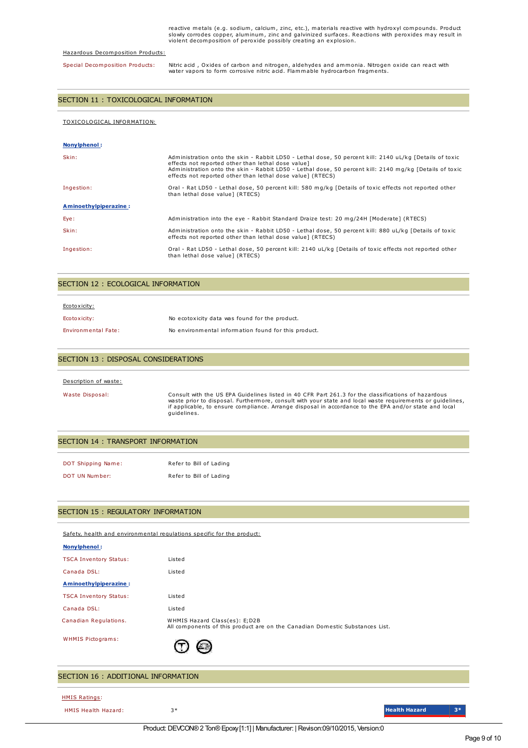reactive metals (e.g. sodium, calcium, zinc, etc.), materials reactive with hydroxyl compounds. Product slowly corrodes copper, aluminum, zinc and galvinized surfaces. Reactions with peroxides may result in violent decomposition of peroxide possibly creating an explosion.

Hazardous Decomposition Products:

| | |
|---|---|
| Special Decomposition Products: | Nitric acid , Oxides of carbon and nitrogen, aldehydes and ammonia. Nitrogen oxide can react with water vapors to form corrosive nitric acid. Flammable hydrocarbon fragments. |

## SECTION 11 : TOXICOLOGICAL INFORMATION

TOXICOLOGICAL INFORMATION:

**Nonylphenol :**

| | |
|---|---|
| Skin: | Administration onto the skin - Rabbit LD50 - Lethal dose, 50 percent kill: 2140 uL/kg [Details of toxic effects not reported other than lethal dose value] Administration onto the skin - Rabbit LD50 - Lethal dose, 50 percent kill: 2140 mg/kg [Details of toxic effects not reported other than lethal dose value] (RTECS) |
| Ingestion: | Oral - Rat LD50 - Lethal dose, 50 percent kill: 580 mg/kg [Details of toxic effects not reported other than lethal dose value] (RTECS) |

**Aminoethylpiperazine :**

| | |
|---|---|
| Eye: | Administration into the eye - Rabbit Standard Draize test: 20 mg/24H [Moderate] (RTECS) |
| Skin: | Administration onto the skin - Rabbit LD50 - Lethal dose, 50 percent kill: 880 uL/kg [Details of toxic effects not reported other than lethal dose value] (RTECS) |
| Ingestion: | Oral - Rat LD50 - Lethal dose, 50 percent kill: 2140 uL/kg [Details of toxic effects not reported other than lethal dose value] (RTECS) |

## SECTION 12 : ECOLOGICAL INFORMATION

Ecotoxicity:

| | |
|---|---|
| Ecotoxicity: | No ecotoxicity data was found for the product. |
| Environmental Fate: | No environmental information found for this product. |

## SECTION 13 : DISPOSAL CONSIDERATIONS

Description of waste:

| | |
|---|---|
| Waste Disposal: | Consult with the US EPA Guidelines listed in 40 CFR Part 261.3 for the classifications of hazardous waste prior to disposal. Furthermore, consult with your state and local waste requirements or guidelines, if applicable, to ensure compliance. Arrange disposal in accordance to the EPA and/or state and local guidelines. |

## SECTION 14 : TRANSPORT INFORMATION

| | |
|---|---|
| DOT Shipping Name: | Refer to Bill of Lading |
| DOT UN Number: | Refer to Bill of Lading |

## SECTION 15 : REGULATORY INFORMATION

Safety, health and environmental regulations specific for the product:

**Nonylphenol :**

| | |
|---|---|
| TSCA Inventory Status: | Listed |
| Canada DSL: | Listed |

**Aminoethylpiperazine :**

| | |
|---|---|
| TSCA Inventory Status: | Listed |
| Canada DSL: | Listed |
| Canadian Regulations. | WHMIS Hazard Class(es): E;D2B<br>All components of this product are on the Canadian Domestic Substances List. |
| WHMIS Pictograms: | |

## SECTION 16 : ADDITIONAL INFORMATION

HMIS Ratings:

| | | | |
|---|---|---|---|
| HMIS Health Hazard: | 3* | Health Hazard | 3* |

Product: DEVCON® 2 Ton® Epoxy [1:1] | Manufacturer: | Revison:09/10/2015, Version:0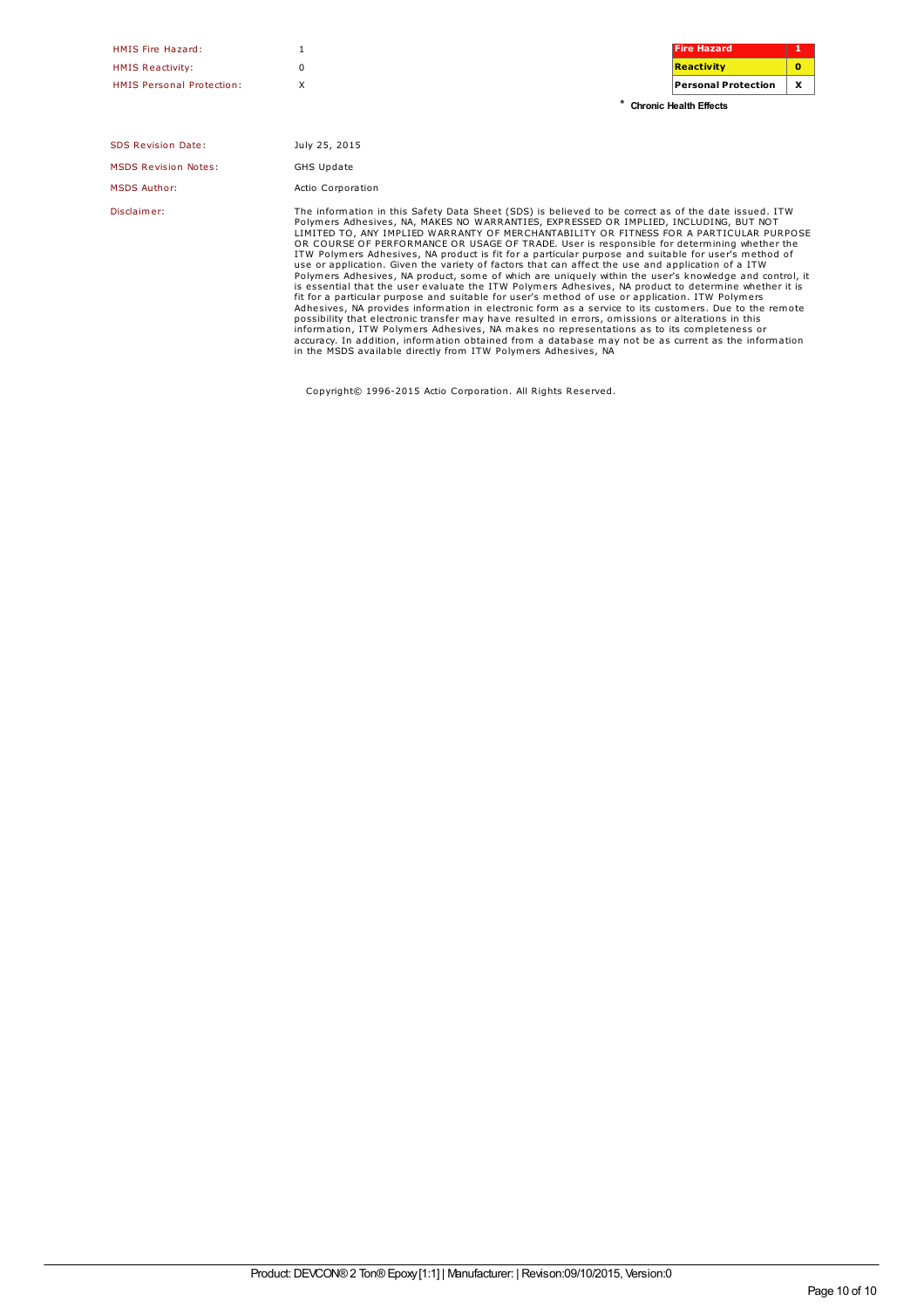| | |
|---|---|
| HMIS Fire Hazard: | 1 |
| HMIS Reactivity: | 0 |
| HMIS Personal Protection: | X |

| | |
|---|---|
| Fire Hazard | 1 |
| Reactivity | 0 |
| Personal Protection | X |

* Chronic Health Effects

| | |
|---|---|
| SDS Revision Date: | July 25, 2015 |
| MSDS Revision Notes: | GHS Update |
| MSDS Author: | Actio Corporation |
| Disclaimer: | The information in this Safety Data Sheet (SDS) is believed to be correct as of the date issued. ITW Polymers Adhesives, NA, MAKES NO WARRANTIES, EXPRESSED OR IMPLIED, INCLUDING, BUT NOT LIMITED TO, ANY IMPLIED WARRANTY OF MERCHANTABILITY OR FITNESS FOR A PARTICULAR PURPOSE OR COURSE OF PERFORMANCE OR USAGE OF TRADE. User is responsible for determining whether the ITW Polymers Adhesives, NA product is fit for a particular purpose and suitable for user's method of use or application. Given the variety of factors that can affect the use and application of a ITW Polymers Adhesives, NA product, some of which are uniquely within the user's knowledge and control, it is essential that the user evaluate the ITW Polymers Adhesives, NA product to determine whether it is fit for a particular purpose and suitable for user's method of use or application. ITW Polymers Adhesives, NA provides information in electronic form as a service to its customers. Due to the remote possibility that electronic transfer may have resulted in errors, omissions or alterations in this information, ITW Polymers Adhesives, NA makes no representations as to its completeness or accuracy. In addition, information obtained from a database may not be as current as the information in the MSDS available directly from ITW Polymers Adhesives, NA |

Copyright© 1996-2015 Actio Corporation. All Rights Reserved.

Product: DEVCON® 2 Ton® Epoxy [1:1] | Manufacturer: | Revison:09/10/2015, Version:0